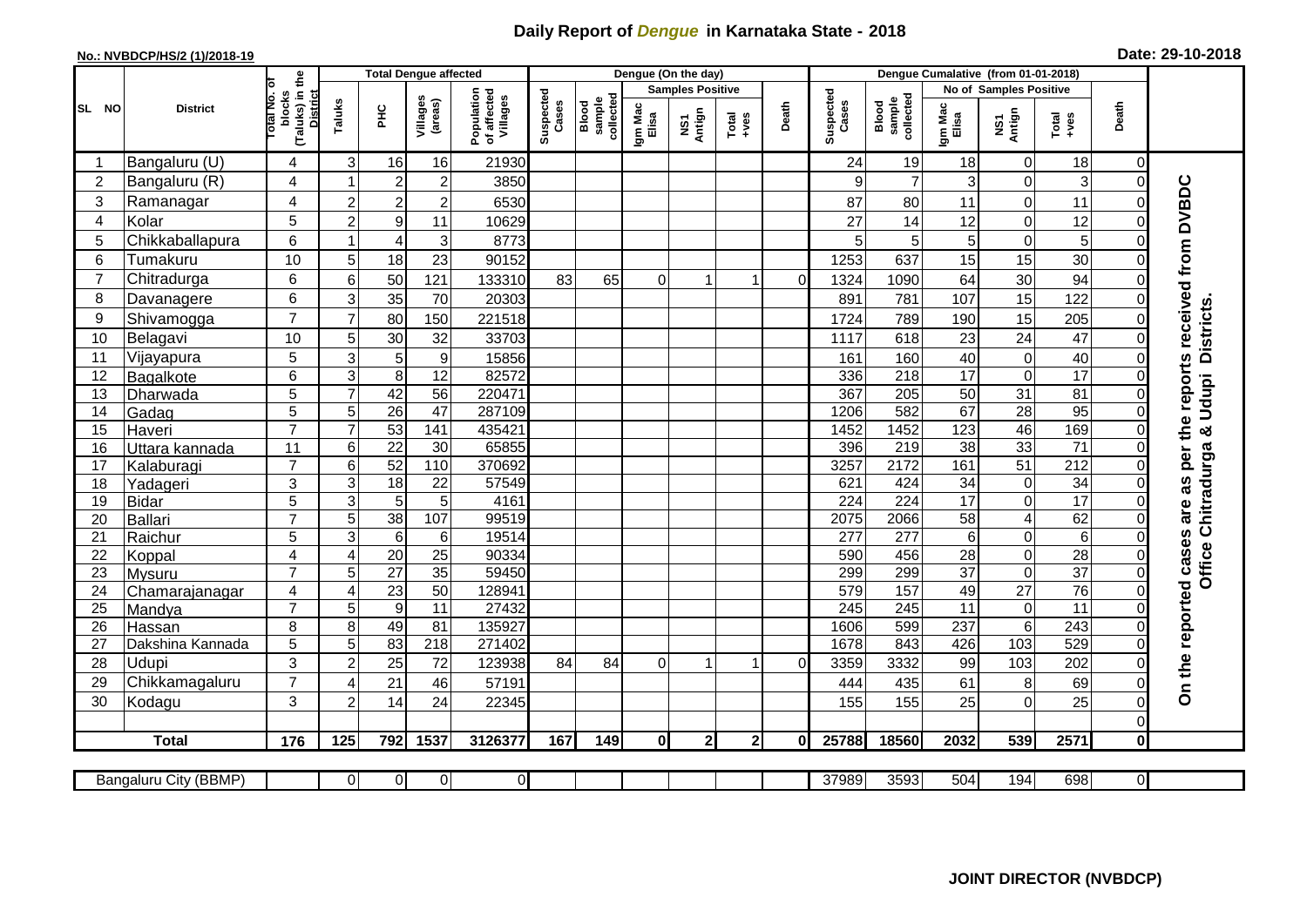# Daily Report of *Dengue* in Karnataka State - 2018

**No.: NVBDCP/HS/2 (1)/2018-19**

**Date: 29-10-2018**

| SL NO | District | Total No. of blocks (Taluks) in the District | Total Dengue affected | | | | Dengue (On the day) | | | | | | | Dengue Cumalative (from 01-01-2018) | | | | | | | |
|---|---|---|---|---|---|---|---|---|---|---|---|---|---|---|---|---|---|---|---|---|
| | | | Taluks | PHC | Villages (areas) | Population of affected Villages | Suspected Cases | Blood sample collected | Samples Positive | | | Death | Suspected Cases | Blood sample collected | No of Samples Positive | | | Death | |
| | | | | | | | | | Igm Mac Elisa | NS1 Antign | Total +ves | | | | Igm Mac Elisa | NS1 Antign | Total +ves | | |
| 1 | Bangaluru (U) | 4 | 3 | 16 | 16 | 21930 | | | | | | | 24 | 19 | 18 | 0 | 18 | 0 | On the reported cases are as per the reports received from DVBDC Office Chitradurga & Udupi Districts. |
| 2 | Bangaluru (R) | 4 | 1 | 2 | 2 | 3850 | | | | | | | 9 | 7 | 3 | 0 | 3 | 0 | |
| 3 | Ramanagar | 4 | 2 | 2 | 2 | 6530 | | | | | | | 87 | 80 | 11 | 0 | 11 | 0 | |
| 4 | Kolar | 5 | 2 | 9 | 11 | 10629 | | | | | | | 27 | 14 | 12 | 0 | 12 | 0 | |
| 5 | Chikkaballapura | 6 | 1 | 4 | 3 | 8773 | | | | | | | 5 | 5 | 5 | 0 | 5 | 0 | |
| 6 | Tumakuru | 10 | 5 | 18 | 23 | 90152 | | | | | | | 1253 | 637 | 15 | 15 | 30 | 0 | |
| 7 | Chitradurga | 6 | 6 | 50 | 121 | 133310 | 83 | 65 | 0 | 1 | 1 | 0 | 1324 | 1090 | 64 | 30 | 94 | 0 | |
| 8 | Davanagere | 6 | 3 | 35 | 70 | 20303 | | | | | | | 891 | 781 | 107 | 15 | 122 | 0 | |
| 9 | Shivamogga | 7 | 7 | 80 | 150 | 221518 | | | | | | | 1724 | 789 | 190 | 15 | 205 | 0 | |
| 10 | Belagavi | 10 | 5 | 30 | 32 | 33703 | | | | | | | 1117 | 618 | 23 | 24 | 47 | 0 | |
| 11 | Vijayapura | 5 | 3 | 5 | 9 | 15856 | | | | | | | 161 | 160 | 40 | 0 | 40 | 0 | |
| 12 | Bagalkote | 6 | 3 | 8 | 12 | 82572 | | | | | | | 336 | 218 | 17 | 0 | 17 | 0 | |
| 13 | Dharwada | 5 | 7 | 42 | 56 | 220471 | | | | | | | 367 | 205 | 50 | 31 | 81 | 0 | |
| 14 | Gadag | 5 | 5 | 26 | 47 | 287109 | | | | | | | 1206 | 582 | 67 | 28 | 95 | 0 | |
| 15 | Haveri | 7 | 7 | 53 | 141 | 435421 | | | | | | | 1452 | 1452 | 123 | 46 | 169 | 0 | |
| 16 | Uttara kannada | 11 | 6 | 22 | 30 | 65855 | | | | | | | 396 | 219 | 38 | 33 | 71 | 0 | |
| 17 | Kalaburagi | 7 | 6 | 52 | 110 | 370692 | | | | | | | 3257 | 2172 | 161 | 51 | 212 | 0 | |
| 18 | Yadageri | 3 | 3 | 18 | 22 | 57549 | | | | | | | 621 | 424 | 34 | 0 | 34 | 0 | |
| 19 | Bidar | 5 | 3 | 5 | 5 | 4161 | | | | | | | 224 | 224 | 17 | 0 | 17 | 0 | |
| 20 | Ballari | 7 | 5 | 38 | 107 | 99519 | | | | | | | 2075 | 2066 | 58 | 4 | 62 | 0 | |
| 21 | Raichur | 5 | 3 | 6 | 6 | 19514 | | | | | | | 277 | 277 | 6 | 0 | 6 | 0 | |
| 22 | Koppal | 4 | 4 | 20 | 25 | 90334 | | | | | | | 590 | 456 | 28 | 0 | 28 | 0 | |
| 23 | Mysuru | 7 | 5 | 27 | 35 | 59450 | | | | | | | 299 | 299 | 37 | 0 | 37 | 0 | |
| 24 | Chamarajanagar | 4 | 4 | 23 | 50 | 128941 | | | | | | | 579 | 157 | 49 | 27 | 76 | 0 | |
| 25 | Mandya | 7 | 5 | 9 | 11 | 27432 | | | | | | | 245 | 245 | 11 | 0 | 11 | 0 | |
| 26 | Hassan | 8 | 8 | 49 | 81 | 135927 | | | | | | | 1606 | 599 | 237 | 6 | 243 | 0 | |
| 27 | Dakshina Kannada | 5 | 5 | 83 | 218 | 271402 | | | | | | | 1678 | 843 | 426 | 103 | 529 | 0 | |
| 28 | Udupi | 3 | 2 | 25 | 72 | 123938 | 84 | 84 | 0 | 1 | 1 | 0 | 3359 | 3332 | 99 | 103 | 202 | 0 | |
| 29 | Chikkamagaluru | 7 | 4 | 21 | 46 | 57191 | | | | | | | 444 | 435 | 61 | 8 | 69 | 0 | |
| 30 | Kodagu | 3 | 2 | 14 | 24 | 22345 | | | | | | | 155 | 155 | 25 | 0 | 25 | 0 | |
| | | | | | | | | | | | | | | | | | | 0 | |
| **Total** | | **176** | **125** | **792** | **1537** | **3126377** | **167** | **149** | **0** | **2** | **2** | **0** | **25788** | **18560** | **2032** | **539** | **2571** | **0** | |

| Bangaluru City (BBMP) | | 0 | 0 | 0 | 0 | | | | | | | 37989 | 3593 | 504 | 194 | 698 | 0 |
|---|---|---|---|---|---|---|---|---|---|---|---|---|---|---|---|---|---|

**JOINT DIRECTOR (NVBDCP)**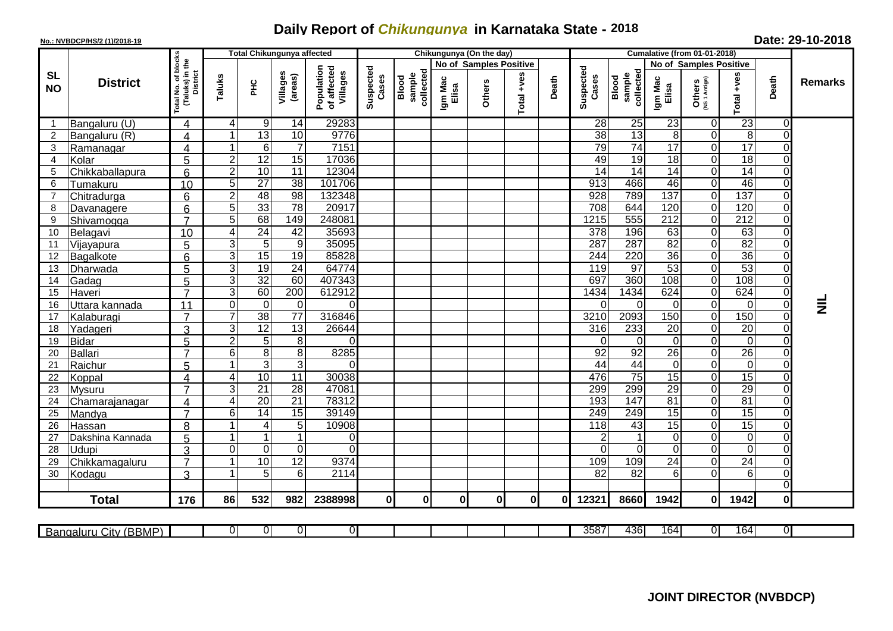# Daily Report of *Chikungunya* in Karnataka State - 2018

**No.: NVBDCP/HS/2 (1)/2018-19**

**Date: 29-10-2018**

| SL NO | District | Total No. of blocks (Taluks) in the District | Total Chikungunya affected | | | | Chikungunya (On the day) | | | | | | | Cumalative (from 01-01-2018) | | | | | | | Remarks |
|---|---|---|---|---|---|---|---|---|---|---|---|---|---|---|---|---|---|---|---|---|---|
| | | | | | | | | | No of Samples Positive | | | | | | | No of Samples Positive | | | | | |
| | | | Taluks | PHC | Villages (areas) | Population of affected Villages | Suspected Cases | Blood sample collected | Igm Mac Elisa | Others | Total +ves | Death | Suspected Cases | Blood sample collected | Igm Mac Elisa | Others (NS 1 Antign) | Total +ves | Death | |
| 1 | Bangaluru (U) | 4 | 4 | 9 | 14 | 29283 | | | | | | | 28 | 25 | 23 | 0 | 23 | 0 | NIL |
| 2 | Bangaluru (R) | 4 | 1 | 13 | 10 | 9776 | | | | | | | 38 | 13 | 8 | 0 | 8 | 0 | |
| 3 | Ramanagar | 4 | 1 | 6 | 7 | 7151 | | | | | | | 79 | 74 | 17 | 0 | 17 | 0 | |
| 4 | Kolar | 5 | 2 | 12 | 15 | 17036 | | | | | | | 49 | 19 | 18 | 0 | 18 | 0 | |
| 5 | Chikkaballapura | 6 | 2 | 10 | 11 | 12304 | | | | | | | 14 | 14 | 14 | 0 | 14 | 0 | |
| 6 | Tumakuru | 10 | 5 | 27 | 38 | 101706 | | | | | | | 913 | 466 | 46 | 0 | 46 | 0 | |
| 7 | Chitradurga | 6 | 2 | 48 | 98 | 132348 | | | | | | | 928 | 789 | 137 | 0 | 137 | 0 | |
| 8 | Davanagere | 6 | 5 | 33 | 78 | 20917 | | | | | | | 708 | 644 | 120 | 0 | 120 | 0 | |
| 9 | Shivamogga | 7 | 5 | 68 | 149 | 248081 | | | | | | | 1215 | 555 | 212 | 0 | 212 | 0 | |
| 10 | Belagavi | 10 | 4 | 24 | 42 | 35693 | | | | | | | 378 | 196 | 63 | 0 | 63 | 0 | |
| 11 | Vijayapura | 5 | 3 | 5 | 9 | 35095 | | | | | | | 287 | 287 | 82 | 0 | 82 | 0 | |
| 12 | Bagalkote | 6 | 3 | 15 | 19 | 85828 | | | | | | | 244 | 220 | 36 | 0 | 36 | 0 | |
| 13 | Dharwada | 5 | 3 | 19 | 24 | 64774 | | | | | | | 119 | 97 | 53 | 0 | 53 | 0 | |
| 14 | Gadag | 5 | 3 | 32 | 60 | 407343 | | | | | | | 697 | 360 | 108 | 0 | 108 | 0 | |
| 15 | Haveri | 7 | 3 | 60 | 200 | 612912 | | | | | | | 1434 | 1434 | 624 | 0 | 624 | 0 | |
| 16 | Uttara kannada | 11 | 0 | 0 | 0 | 0 | | | | | | | 0 | 0 | 0 | 0 | 0 | 0 | |
| 17 | Kalaburagi | 7 | 7 | 38 | 77 | 316846 | | | | | | | 3210 | 2093 | 150 | 0 | 150 | 0 | |
| 18 | Yadageri | 3 | 3 | 12 | 13 | 26644 | | | | | | | 316 | 233 | 20 | 0 | 20 | 0 | |
| 19 | Bidar | 5 | 2 | 5 | 8 | 0 | | | | | | | 0 | 0 | 0 | 0 | 0 | 0 | |
| 20 | Ballari | 7 | 6 | 8 | 8 | 8285 | | | | | | | 92 | 92 | 26 | 0 | 26 | 0 | |
| 21 | Raichur | 5 | 1 | 3 | 3 | 0 | | | | | | | 44 | 44 | 0 | 0 | 0 | 0 | |
| 22 | Koppal | 4 | 4 | 10 | 11 | 30038 | | | | | | | 476 | 75 | 15 | 0 | 15 | 0 | |
| 23 | Mysuru | 7 | 3 | 21 | 28 | 47081 | | | | | | | 299 | 299 | 29 | 0 | 29 | 0 | |
| 24 | Chamarajanagar | 4 | 4 | 20 | 21 | 78312 | | | | | | | 193 | 147 | 81 | 0 | 81 | 0 | |
| 25 | Mandya | 7 | 6 | 14 | 15 | 39149 | | | | | | | 249 | 249 | 15 | 0 | 15 | 0 | |
| 26 | Hassan | 8 | 1 | 4 | 5 | 10908 | | | | | | | 118 | 43 | 15 | 0 | 15 | 0 | |
| 27 | Dakshina Kannada | 5 | 1 | 1 | 1 | 0 | | | | | | | 2 | 1 | 0 | 0 | 0 | 0 | |
| 28 | Udupi | 3 | 0 | 0 | 0 | 0 | | | | | | | 0 | 0 | 0 | 0 | 0 | 0 | |
| 29 | Chikkamagaluru | 7 | 1 | 10 | 12 | 9374 | | | | | | | 109 | 109 | 24 | 0 | 24 | 0 | |
| 30 | Kodagu | 3 | 1 | 5 | 6 | 2114 | | | | | | | 82 | 82 | 6 | 0 | 6 | 0 | |
| | | | | | | | | | | | | | | | | | | 0 | |
| **Total** | | **176** | **86** | **532** | **982** | **2388998** | **0** | **0** | **0** | **0** | **0** | **0** | **12321** | **8660** | **1942** | **0** | **1942** | **0** | |

| | | | | | | | | | | | | | | | | | | | |
|---|---|---|---|---|---|---|---|---|---|---|---|---|---|---|---|---|---|---|---|
| Bangaluru City (BBMP) | | 0 | 0 | 0 | 0 | | | | | | | 3587 | 436 | 164 | 0 | 164 | 0 | |

**JOINT DIRECTOR (NVBDCP)**